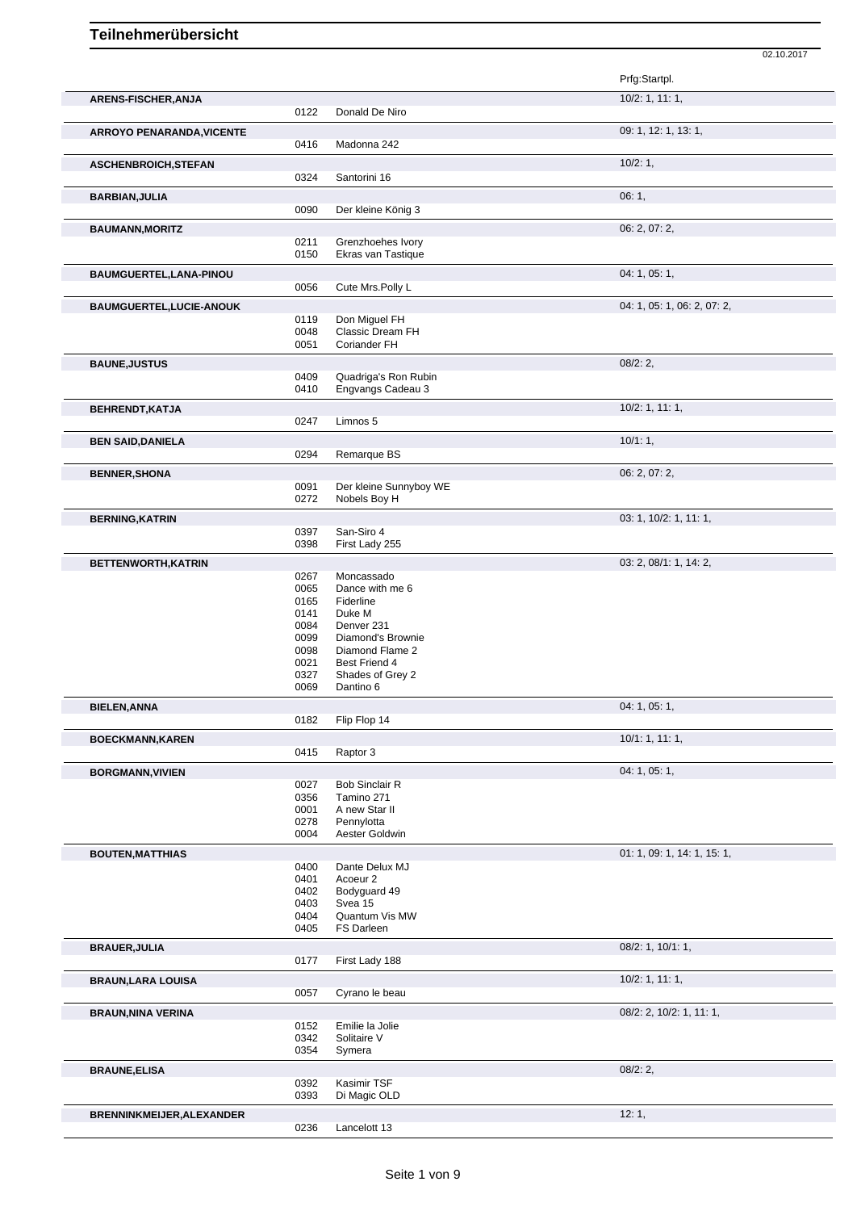# Teilnehmerübersicht

02.10.2017

| Name | Nr. | Pferd | Prfg:Startpl. |
|---|---|---|---|
| **ARENS-FISCHER,ANJA** | | | 10/2: 1, 11: 1, |
| | 0122 | Donald De Niro | |
| **ARROYO PENARANDA,VICENTE** | | | 09: 1, 12: 1, 13: 1, |
| | 0416 | Madonna 242 | |
| **ASCHENBROICH,STEFAN** | | | 10/2: 1, |
| | 0324 | Santorini 16 | |
| **BARBIAN,JULIA** | | | 06: 1, |
| | 0090 | Der kleine König 3 | |
| **BAUMANN,MORITZ** | | | 06: 2, 07: 2, |
| | 0211 | Grenzhoehes Ivory | |
| | 0150 | Ekras van Tastique | |
| **BAUMGUERTEL,LANA-PINOU** | | | 04: 1, 05: 1, |
| | 0056 | Cute Mrs.Polly L | |
| **BAUMGUERTEL,LUCIE-ANOUK** | | | 04: 1, 05: 1, 06: 2, 07: 2, |
| | 0119 | Don Miguel FH | |
| | 0048 | Classic Dream FH | |
| | 0051 | Coriander FH | |
| **BAUNE,JUSTUS** | | | 08/2: 2, |
| | 0409 | Quadriga's Ron Rubin | |
| | 0410 | Engvangs Cadeau 3 | |
| **BEHRENDT,KATJA** | | | 10/2: 1, 11: 1, |
| | 0247 | Limnos 5 | |
| **BEN SAID,DANIELA** | | | 10/1: 1, |
| | 0294 | Remarque BS | |
| **BENNER,SHONA** | | | 06: 2, 07: 2, |
| | 0091 | Der kleine Sunnyboy WE | |
| | 0272 | Nobels Boy H | |
| **BERNING,KATRIN** | | | 03: 1, 10/2: 1, 11: 1, |
| | 0397 | San-Siro 4 | |
| | 0398 | First Lady 255 | |
| **BETTENWORTH,KATRIN** | | | 03: 2, 08/1: 1, 14: 2, |
| | 0267 | Moncassado | |
| | 0065 | Dance with me 6 | |
| | 0165 | Fiderline | |
| | 0141 | Duke M | |
| | 0084 | Denver 231 | |
| | 0099 | Diamond's Brownie | |
| | 0098 | Diamond Flame 2 | |
| | 0021 | Best Friend 4 | |
| | 0327 | Shades of Grey 2 | |
| | 0069 | Dantino 6 | |
| **BIELEN,ANNA** | | | 04: 1, 05: 1, |
| | 0182 | Flip Flop 14 | |
| **BOECKMANN,KAREN** | | | 10/1: 1, 11: 1, |
| | 0415 | Raptor 3 | |
| **BORGMANN,VIVIEN** | | | 04: 1, 05: 1, |
| | 0027 | Bob Sinclair R | |
| | 0356 | Tamino 271 | |
| | 0001 | A new Star II | |
| | 0278 | Pennylotta | |
| | 0004 | Aester Goldwin | |
| **BOUTEN,MATTHIAS** | | | 01: 1, 09: 1, 14: 1, 15: 1, |
| | 0400 | Dante Delux MJ | |
| | 0401 | Acoeur 2 | |
| | 0402 | Bodyguard 49 | |
| | 0403 | Svea 15 | |
| | 0404 | Quantum Vis MW | |
| | 0405 | FS Darleen | |
| **BRAUER,JULIA** | | | 08/2: 1, 10/1: 1, |
| | 0177 | First Lady 188 | |
| **BRAUN,LARA LOUISA** | | | 10/2: 1, 11: 1, |
| | 0057 | Cyrano le beau | |
| **BRAUN,NINA VERINA** | | | 08/2: 2, 10/2: 1, 11: 1, |
| | 0152 | Emilie la Jolie | |
| | 0342 | Solitaire V | |
| | 0354 | Symera | |
| **BRAUNE,ELISA** | | | 08/2: 2, |
| | 0392 | Kasimir TSF | |
| | 0393 | Di Magic OLD | |
| **BRENNINKMEIJER,ALEXANDER** | | | 12: 1, |
| | 0236 | Lancelott 13 | |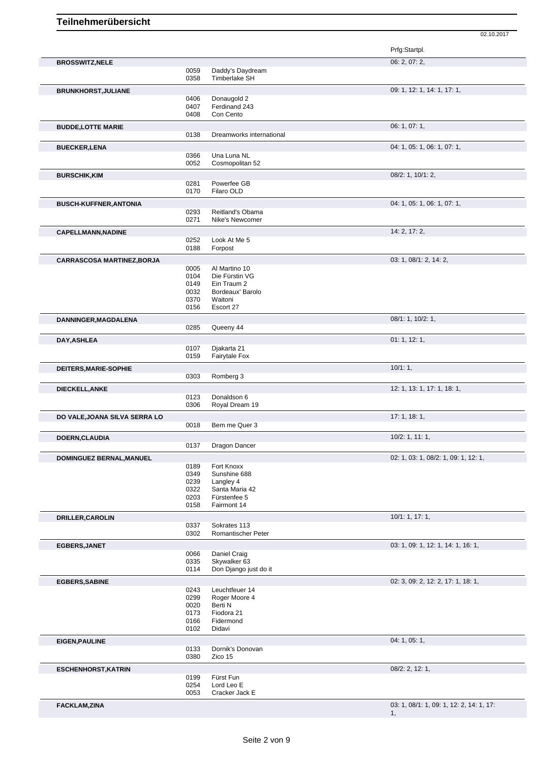# Teilnehmerübersicht

02.10.2017

| Name | Nr. | Pferd | Prfg:Startpl. |
|---|---|---|---|
| **BROSSWITZ,NELE** | | | 06: 2, 07: 2, |
| | 0059 | Daddy's Daydream | |
| | 0358 | Timberlake SH | |
| **BRUNKHORST,JULIANE** | | | 09: 1, 12: 1, 14: 1, 17: 1, |
| | 0406 | Donaugold 2 | |
| | 0407 | Ferdinand 243 | |
| | 0408 | Con Cento | |
| **BUDDE,LOTTE MARIE** | | | 06: 1, 07: 1, |
| | 0138 | Dreamworks international | |
| **BUECKER,LENA** | | | 04: 1, 05: 1, 06: 1, 07: 1, |
| | 0366 | Una Luna NL | |
| | 0052 | Cosmopolitan 52 | |
| **BURSCHIK,KIM** | | | 08/2: 1, 10/1: 2, |
| | 0281 | Powerfee GB | |
| | 0170 | Filaro OLD | |
| **BUSCH-KUFFNER,ANTONIA** | | | 04: 1, 05: 1, 06: 1, 07: 1, |
| | 0293 | Reitland's Obama | |
| | 0271 | Nike's Newcomer | |
| **CAPELLMANN,NADINE** | | | 14: 2, 17: 2, |
| | 0252 | Look At Me 5 | |
| | 0188 | Forpost | |
| **CARRASCOSA MARTINEZ,BORJA** | | | 03: 1, 08/1: 2, 14: 2, |
| | 0005 | Al Martino 10 | |
| | 0104 | Die Fürstin VG | |
| | 0149 | Ein Traum 2 | |
| | 0032 | Bordeaux' Barolo | |
| | 0370 | Waitoni | |
| | 0156 | Escort 27 | |
| **DANNINGER,MAGDALENA** | | | 08/1: 1, 10/2: 1, |
| | 0285 | Queeny 44 | |
| **DAY,ASHLEA** | | | 01: 1, 12: 1, |
| | 0107 | Djakarta 21 | |
| | 0159 | Fairytale Fox | |
| **DEITERS,MARIE-SOPHIE** | | | 10/1: 1, |
| | 0303 | Romberg 3 | |
| **DIECKELL,ANKE** | | | 12: 1, 13: 1, 17: 1, 18: 1, |
| | 0123 | Donaldson 6 | |
| | 0306 | Royal Dream 19 | |
| **DO VALE,JOANA SILVA SERRA LO** | | | 17: 1, 18: 1, |
| | 0018 | Bem me Quer 3 | |
| **DOERN,CLAUDIA** | | | 10/2: 1, 11: 1, |
| | 0137 | Dragon Dancer | |
| **DOMINGUEZ BERNAL,MANUEL** | | | 02: 1, 03: 1, 08/2: 1, 09: 1, 12: 1, |
| | 0189 | Fort Knoxx | |
| | 0349 | Sunshine 688 | |
| | 0239 | Langley 4 | |
| | 0322 | Santa Maria 42 | |
| | 0203 | Fürstenfee 5 | |
| | 0158 | Fairmont 14 | |
| **DRILLER,CAROLIN** | | | 10/1: 1, 17: 1, |
| | 0337 | Sokrates 113 | |
| | 0302 | Romantischer Peter | |
| **EGBERS,JANET** | | | 03: 1, 09: 1, 12: 1, 14: 1, 16: 1, |
| | 0066 | Daniel Craig | |
| | 0335 | Skywalker 63 | |
| | 0114 | Don Django just do it | |
| **EGBERS,SABINE** | | | 02: 3, 09: 2, 12: 2, 17: 1, 18: 1, |
| | 0243 | Leuchtfeuer 14 | |
| | 0299 | Roger Moore 4 | |
| | 0020 | Berti N | |
| | 0173 | Fiodora 21 | |
| | 0166 | Fidermond | |
| | 0102 | Didavi | |
| **EIGEN,PAULINE** | | | 04: 1, 05: 1, |
| | 0133 | Dornik's Donovan | |
| | 0380 | Zico 15 | |
| **ESCHENHORST,KATRIN** | | | 08/2: 2, 12: 1, |
| | 0199 | Fürst Fun | |
| | 0254 | Lord Leo E | |
| | 0053 | Cracker Jack E | |
| **FACKLAM,ZINA** | | | 03: 1, 08/1: 1, 09: 1, 12: 2, 14: 1, 17: 1, |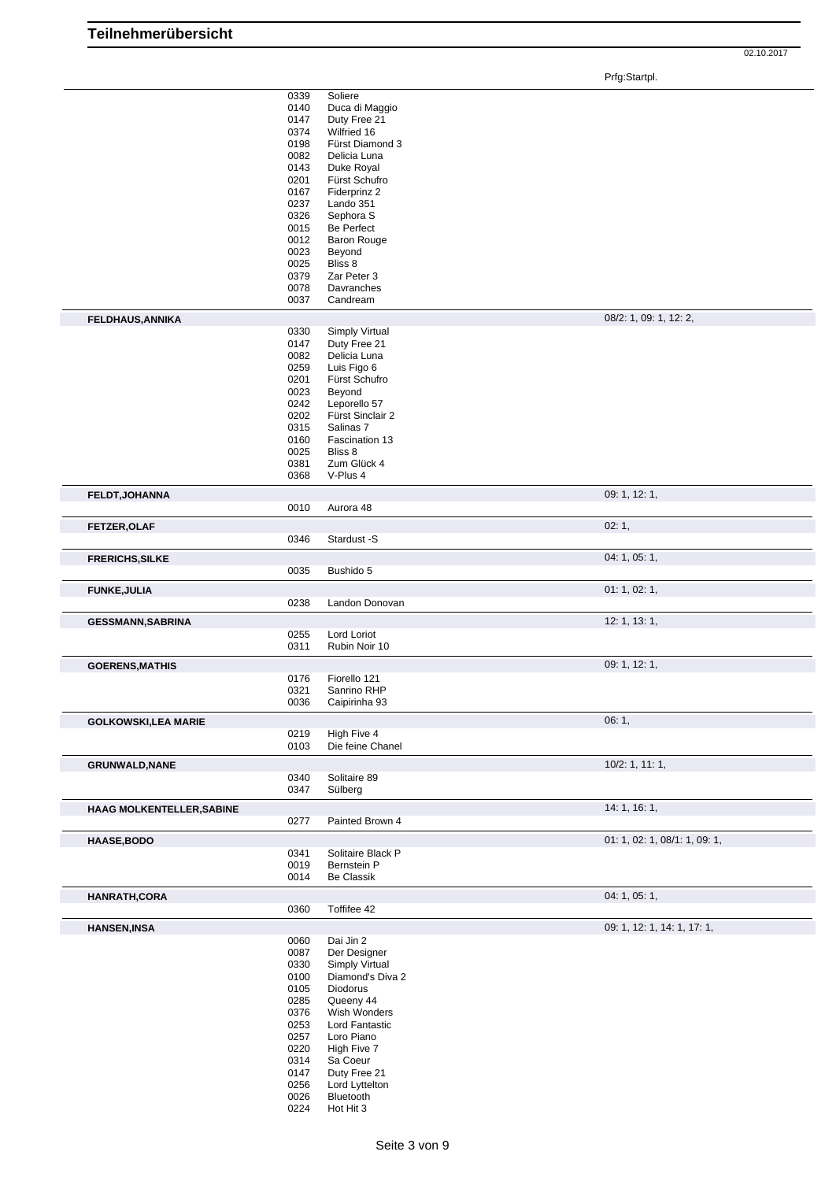# Teilnehmerübersicht

02.10.2017

| Teilnehmer | Nr. | Pferd | Prfg:Startpl. |
|---|---|---|---|
| | 0339 | Soliere | |
| | 0140 | Duca di Maggio | |
| | 0147 | Duty Free 21 | |
| | 0374 | Wilfried 16 | |
| | 0198 | Fürst Diamond 3 | |
| | 0082 | Delicia Luna | |
| | 0143 | Duke Royal | |
| | 0201 | Fürst Schufro | |
| | 0167 | Fiderprinz 2 | |
| | 0237 | Lando 351 | |
| | 0326 | Sephora S | |
| | 0015 | Be Perfect | |
| | 0012 | Baron Rouge | |
| | 0023 | Beyond | |
| | 0025 | Bliss 8 | |
| | 0379 | Zar Peter 3 | |
| | 0078 | Davranches | |
| | 0037 | Candream | |
| **FELDHAUS,ANNIKA** | | | 08/2: 1, 09: 1, 12: 2, |
| | 0330 | Simply Virtual | |
| | 0147 | Duty Free 21 | |
| | 0082 | Delicia Luna | |
| | 0259 | Luis Figo 6 | |
| | 0201 | Fürst Schufro | |
| | 0023 | Beyond | |
| | 0242 | Leporello 57 | |
| | 0202 | Fürst Sinclair 2 | |
| | 0315 | Salinas 7 | |
| | 0160 | Fascination 13 | |
| | 0025 | Bliss 8 | |
| | 0381 | Zum Glück 4 | |
| | 0368 | V-Plus 4 | |
| **FELDT,JOHANNA** | | | 09: 1, 12: 1, |
| | 0010 | Aurora 48 | |
| **FETZER,OLAF** | | | 02: 1, |
| | 0346 | Stardust -S | |
| **FRERICHS,SILKE** | | | 04: 1, 05: 1, |
| | 0035 | Bushido 5 | |
| **FUNKE,JULIA** | | | 01: 1, 02: 1, |
| | 0238 | Landon Donovan | |
| **GESSMANN,SABRINA** | | | 12: 1, 13: 1, |
| | 0255 | Lord Loriot | |
| | 0311 | Rubin Noir 10 | |
| **GOERENS,MATHIS** | | | 09: 1, 12: 1, |
| | 0176 | Fiorello 121 | |
| | 0321 | Sanrino RHP | |
| | 0036 | Caipirinha 93 | |
| **GOLKOWSKI,LEA MARIE** | | | 06: 1, |
| | 0219 | High Five 4 | |
| | 0103 | Die feine Chanel | |
| **GRUNWALD,NANE** | | | 10/2: 1, 11: 1, |
| | 0340 | Solitaire 89 | |
| | 0347 | Sülberg | |
| **HAAG MOLKENTELLER,SABINE** | | | 14: 1, 16: 1, |
| | 0277 | Painted Brown 4 | |
| **HAASE,BODO** | | | 01: 1, 02: 1, 08/1: 1, 09: 1, |
| | 0341 | Solitaire Black P | |
| | 0019 | Bernstein P | |
| | 0014 | Be Classik | |
| **HANRATH,CORA** | | | 04: 1, 05: 1, |
| | 0360 | Toffifee 42 | |
| **HANSEN,INSA** | | | 09: 1, 12: 1, 14: 1, 17: 1, |
| | 0060 | Dai Jin 2 | |
| | 0087 | Der Designer | |
| | 0330 | Simply Virtual | |
| | 0100 | Diamond's Diva 2 | |
| | 0105 | Diodorus | |
| | 0285 | Queeny 44 | |
| | 0376 | Wish Wonders | |
| | 0253 | Lord Fantastic | |
| | 0257 | Loro Piano | |
| | 0220 | High Five 7 | |
| | 0314 | Sa Coeur | |
| | 0147 | Duty Free 21 | |
| | 0256 | Lord Lyttelton | |
| | 0026 | Bluetooth | |
| | 0224 | Hot Hit 3 | |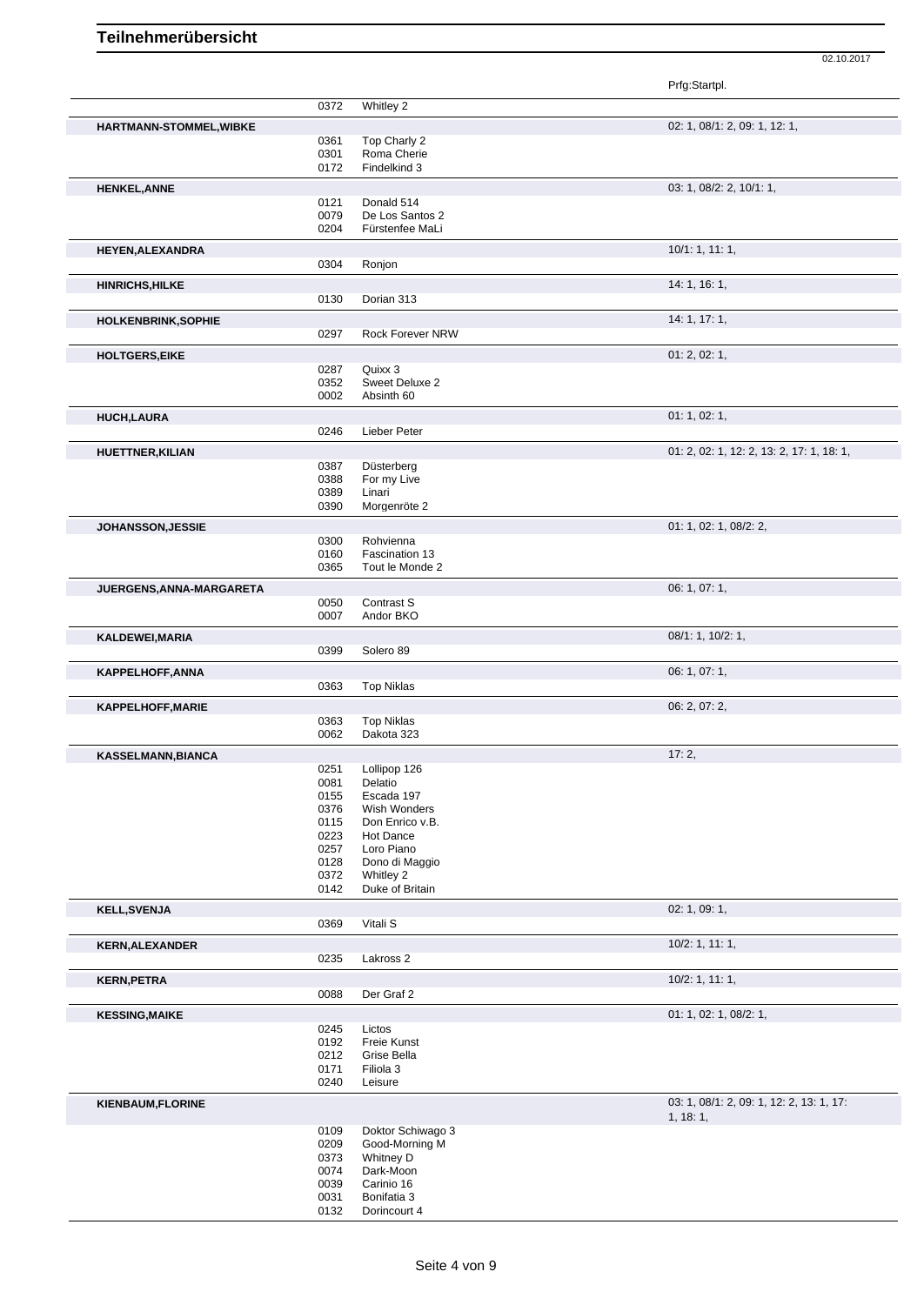# Teilnehmerübersicht

02.10.2017

| Name | Nr. | Pferd | Prfg:Startpl. |
|---|---|---|---|
| | 0372 | Whitley 2 | |
| **HARTMANN-STOMMEL,WIBKE** | | | 02: 1, 08/1: 2, 09: 1, 12: 1, |
| | 0361 | Top Charly 2 | |
| | 0301 | Roma Cherie | |
| | 0172 | Findelkind 3 | |
| **HENKEL,ANNE** | | | 03: 1, 08/2: 2, 10/1: 1, |
| | 0121 | Donald 514 | |
| | 0079 | De Los Santos 2 | |
| | 0204 | Fürstenfee MaLi | |
| **HEYEN,ALEXANDRA** | | | 10/1: 1, 11: 1, |
| | 0304 | Ronjon | |
| **HINRICHS,HILKE** | | | 14: 1, 16: 1, |
| | 0130 | Dorian 313 | |
| **HOLKENBRINK,SOPHIE** | | | 14: 1, 17: 1, |
| | 0297 | Rock Forever NRW | |
| **HOLTGERS,EIKE** | | | 01: 2, 02: 1, |
| | 0287 | Quixx 3 | |
| | 0352 | Sweet Deluxe 2 | |
| | 0002 | Absinth 60 | |
| **HUCH,LAURA** | | | 01: 1, 02: 1, |
| | 0246 | Lieber Peter | |
| **HUETTNER,KILIAN** | | | 01: 2, 02: 1, 12: 2, 13: 2, 17: 1, 18: 1, |
| | 0387 | Düsterberg | |
| | 0388 | For my Live | |
| | 0389 | Linari | |
| | 0390 | Morgenröte 2 | |
| **JOHANSSON,JESSIE** | | | 01: 1, 02: 1, 08/2: 2, |
| | 0300 | Rohvienna | |
| | 0160 | Fascination 13 | |
| | 0365 | Tout le Monde 2 | |
| **JUERGENS,ANNA-MARGARETA** | | | 06: 1, 07: 1, |
| | 0050 | Contrast S | |
| | 0007 | Andor BKO | |
| **KALDEWEI,MARIA** | | | 08/1: 1, 10/2: 1, |
| | 0399 | Solero 89 | |
| **KAPPELHOFF,ANNA** | | | 06: 1, 07: 1, |
| | 0363 | Top Niklas | |
| **KAPPELHOFF,MARIE** | | | 06: 2, 07: 2, |
| | 0363 | Top Niklas | |
| | 0062 | Dakota 323 | |
| **KASSELMANN,BIANCA** | | | 17: 2, |
| | 0251 | Lollipop 126 | |
| | 0081 | Delatio | |
| | 0155 | Escada 197 | |
| | 0376 | Wish Wonders | |
| | 0115 | Don Enrico v.B. | |
| | 0223 | Hot Dance | |
| | 0257 | Loro Piano | |
| | 0128 | Dono di Maggio | |
| | 0372 | Whitley 2 | |
| | 0142 | Duke of Britain | |
| **KELL,SVENJA** | | | 02: 1, 09: 1, |
| | 0369 | Vitali S | |
| **KERN,ALEXANDER** | | | 10/2: 1, 11: 1, |
| | 0235 | Lakross 2 | |
| **KERN,PETRA** | | | 10/2: 1, 11: 1, |
| | 0088 | Der Graf 2 | |
| **KESSING,MAIKE** | | | 01: 1, 02: 1, 08/2: 1, |
| | 0245 | Lictos | |
| | 0192 | Freie Kunst | |
| | 0212 | Grise Bella | |
| | 0171 | Filiola 3 | |
| | 0240 | Leisure | |
| **KIENBAUM,FLORINE** | | | 03: 1, 08/1: 2, 09: 1, 12: 2, 13: 1, 17: 1, 18: 1, |
| | 0109 | Doktor Schiwago 3 | |
| | 0209 | Good-Morning M | |
| | 0373 | Whitney D | |
| | 0074 | Dark-Moon | |
| | 0039 | Carinio 16 | |
| | 0031 | Bonifatia 3 | |
| | 0132 | Dorincourt 4 | |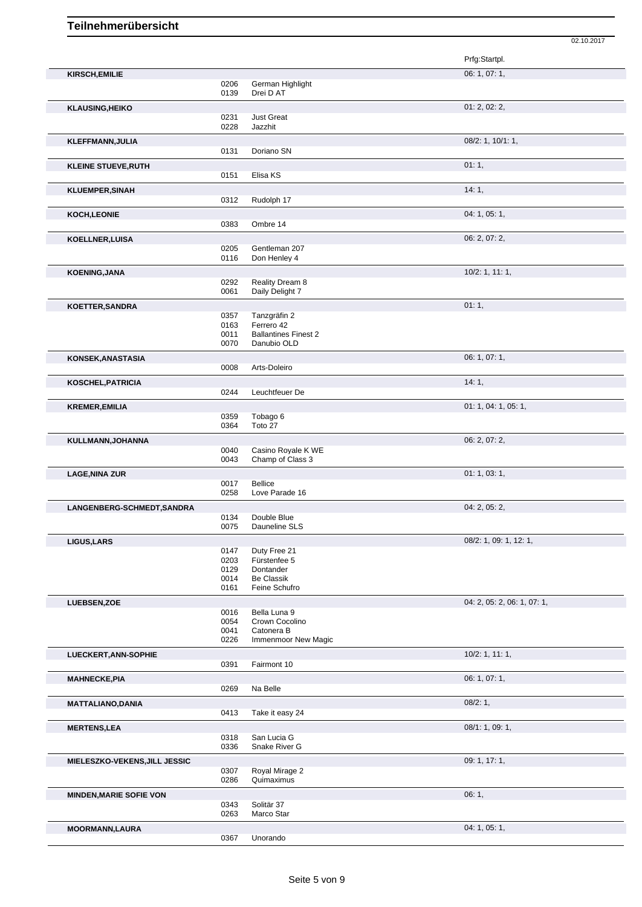# Teilnehmerübersicht

02.10.2017

| Name | Nr. | Pferd | Prfg:Startpl. |
|---|---|---|---|
| **KIRSCH,EMILIE** | | | 06: 1, 07: 1, |
| | 0206 | German Highlight | |
| | 0139 | Drei D AT | |
| **KLAUSING,HEIKO** | | | 01: 2, 02: 2, |
| | 0231 | Just Great | |
| | 0228 | Jazzhit | |
| **KLEFFMANN,JULIA** | | | 08/2: 1, 10/1: 1, |
| | 0131 | Doriano SN | |
| **KLEINE STUEVE,RUTH** | | | 01: 1, |
| | 0151 | Elisa KS | |
| **KLUEMPER,SINAH** | | | 14: 1, |
| | 0312 | Rudolph 17 | |
| **KOCH,LEONIE** | | | 04: 1, 05: 1, |
| | 0383 | Ombre 14 | |
| **KOELLNER,LUISA** | | | 06: 2, 07: 2, |
| | 0205 | Gentleman 207 | |
| | 0116 | Don Henley 4 | |
| **KOENING,JANA** | | | 10/2: 1, 11: 1, |
| | 0292 | Reality Dream 8 | |
| | 0061 | Daily Delight 7 | |
| **KOETTER,SANDRA** | | | 01: 1, |
| | 0357 | Tanzgräfin 2 | |
| | 0163 | Ferrero 42 | |
| | 0011 | Ballantines Finest 2 | |
| | 0070 | Danubio OLD | |
| **KONSEK,ANASTASIA** | | | 06: 1, 07: 1, |
| | 0008 | Arts-Doleiro | |
| **KOSCHEL,PATRICIA** | | | 14: 1, |
| | 0244 | Leuchtfeuer De | |
| **KREMER,EMILIA** | | | 01: 1, 04: 1, 05: 1, |
| | 0359 | Tobago 6 | |
| | 0364 | Toto 27 | |
| **KULLMANN,JOHANNA** | | | 06: 2, 07: 2, |
| | 0040 | Casino Royale K WE | |
| | 0043 | Champ of Class 3 | |
| **LAGE,NINA ZUR** | | | 01: 1, 03: 1, |
| | 0017 | Bellice | |
| | 0258 | Love Parade 16 | |
| **LANGENBERG-SCHMEDT,SANDRA** | | | 04: 2, 05: 2, |
| | 0134 | Double Blue | |
| | 0075 | Dauneline SLS | |
| **LIGUS,LARS** | | | 08/2: 1, 09: 1, 12: 1, |
| | 0147 | Duty Free 21 | |
| | 0203 | Fürstenfee 5 | |
| | 0129 | Dontander | |
| | 0014 | Be Classik | |
| | 0161 | Feine Schufro | |
| **LUEBSEN,ZOE** | | | 04: 2, 05: 2, 06: 1, 07: 1, |
| | 0016 | Bella Luna 9 | |
| | 0054 | Crown Cocolino | |
| | 0041 | Catonera B | |
| | 0226 | Immenmoor New Magic | |
| **LUECKERT,ANN-SOPHIE** | | | 10/2: 1, 11: 1, |
| | 0391 | Fairmont 10 | |
| **MAHNECKE,PIA** | | | 06: 1, 07: 1, |
| | 0269 | Na Belle | |
| **MATTALIANO,DANIA** | | | 08/2: 1, |
| | 0413 | Take it easy 24 | |
| **MERTENS,LEA** | | | 08/1: 1, 09: 1, |
| | 0318 | San Lucia G | |
| | 0336 | Snake River G | |
| **MIELESZKO-VEKENS,JILL JESSIC** | | | 09: 1, 17: 1, |
| | 0307 | Royal Mirage 2 | |
| | 0286 | Quimaximus | |
| **MINDEN,MARIE SOFIE VON** | | | 06: 1, |
| | 0343 | Solitär 37 | |
| | 0263 | Marco Star | |
| **MOORMANN,LAURA** | | | 04: 1, 05: 1, |
| | 0367 | Unorando | |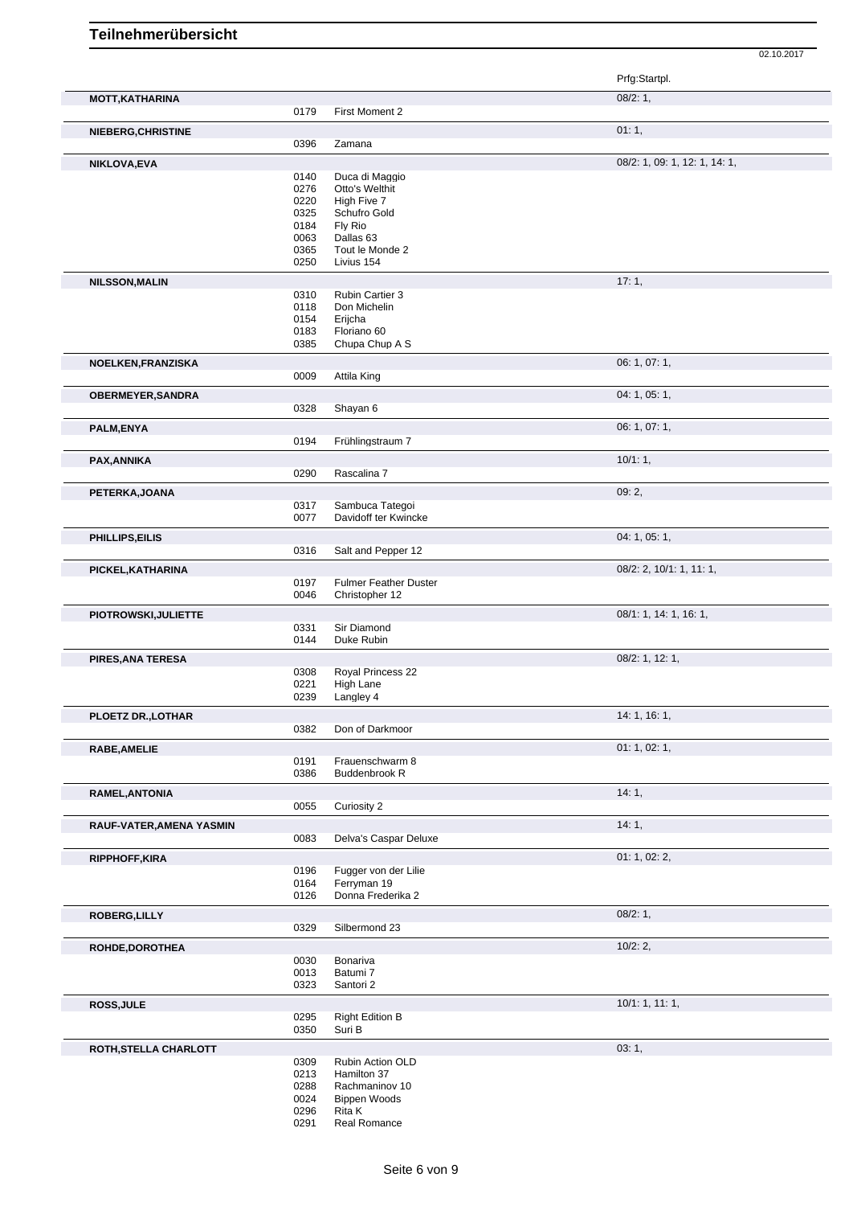# Teilnehmerübersicht

02.10.2017

| Teilnehmer | Nr. | Pferd | Prfg:Startpl. |
|---|---|---|---|
| **MOTT,KATHARINA** | | | 08/2: 1, |
| | 0179 | First Moment 2 | |
| **NIEBERG,CHRISTINE** | | | 01: 1, |
| | 0396 | Zamana | |
| **NIKLOVA,EVA** | | | 08/2: 1, 09: 1, 12: 1, 14: 1, |
| | 0140 | Duca di Maggio | |
| | 0276 | Otto's Welthit | |
| | 0220 | High Five 7 | |
| | 0325 | Schufro Gold | |
| | 0184 | Fly Rio | |
| | 0063 | Dallas 63 | |
| | 0365 | Tout le Monde 2 | |
| | 0250 | Livius 154 | |
| **NILSSON,MALIN** | | | 17: 1, |
| | 0310 | Rubin Cartier 3 | |
| | 0118 | Don Michelin | |
| | 0154 | Erijcha | |
| | 0183 | Floriano 60 | |
| | 0385 | Chupa Chup A S | |
| **NOELKEN,FRANZISKA** | | | 06: 1, 07: 1, |
| | 0009 | Attila King | |
| **OBERMEYER,SANDRA** | | | 04: 1, 05: 1, |
| | 0328 | Shayan 6 | |
| **PALM,ENYA** | | | 06: 1, 07: 1, |
| | 0194 | Frühlingstraum 7 | |
| **PAX,ANNIKA** | | | 10/1: 1, |
| | 0290 | Rascalina 7 | |
| **PETERKA,JOANA** | | | 09: 2, |
| | 0317 | Sambuca Tategoi | |
| | 0077 | Davidoff ter Kwincke | |
| **PHILLIPS,EILIS** | | | 04: 1, 05: 1, |
| | 0316 | Salt and Pepper 12 | |
| **PICKEL,KATHARINA** | | | 08/2: 2, 10/1: 1, 11: 1, |
| | 0197 | Fulmer Feather Duster | |
| | 0046 | Christopher 12 | |
| **PIOTROWSKI,JULIETTE** | | | 08/1: 1, 14: 1, 16: 1, |
| | 0331 | Sir Diamond | |
| | 0144 | Duke Rubin | |
| **PIRES,ANA TERESA** | | | 08/2: 1, 12: 1, |
| | 0308 | Royal Princess 22 | |
| | 0221 | High Lane | |
| | 0239 | Langley 4 | |
| **PLOETZ DR.,LOTHAR** | | | 14: 1, 16: 1, |
| | 0382 | Don of Darkmoor | |
| **RABE,AMELIE** | | | 01: 1, 02: 1, |
| | 0191 | Frauenschwarm 8 | |
| | 0386 | Buddenbrook R | |
| **RAMEL,ANTONIA** | | | 14: 1, |
| | 0055 | Curiosity 2 | |
| **RAUF-VATER,AMENA YASMIN** | | | 14: 1, |
| | 0083 | Delva's Caspar Deluxe | |
| **RIPPHOFF,KIRA** | | | 01: 1, 02: 2, |
| | 0196 | Fugger von der Lilie | |
| | 0164 | Ferryman 19 | |
| | 0126 | Donna Frederika 2 | |
| **ROBERG,LILLY** | | | 08/2: 1, |
| | 0329 | Silbermond 23 | |
| **ROHDE,DOROTHEA** | | | 10/2: 2, |
| | 0030 | Bonariva | |
| | 0013 | Batumi 7 | |
| | 0323 | Santori 2 | |
| **ROSS,JULE** | | | 10/1: 1, 11: 1, |
| | 0295 | Right Edition B | |
| | 0350 | Suri B | |
| **ROTH,STELLA CHARLOTT** | | | 03: 1, |
| | 0309 | Rubin Action OLD | |
| | 0213 | Hamilton 37 | |
| | 0288 | Rachmaninov 10 | |
| | 0024 | Bippen Woods | |
| | 0296 | Rita K | |
| | 0291 | Real Romance | |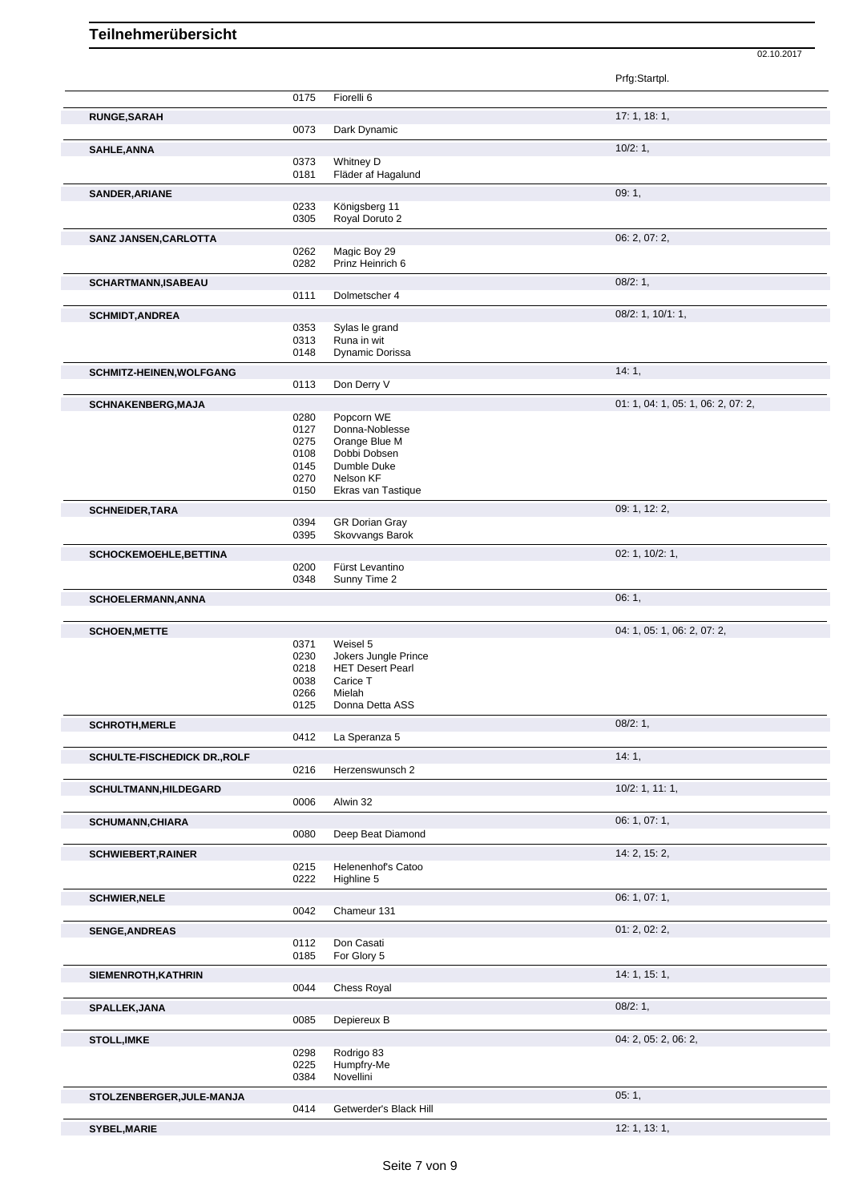# Teilnehmerübersicht

02.10.2017

| | | | Prfg:Startpl. |
|---|---|---|---|
| | 0175 | Fiorelli 6 | |
| **RUNGE,SARAH** | | | 17: 1, 18: 1, |
| | 0073 | Dark Dynamic | |
| **SAHLE,ANNA** | | | 10/2: 1, |
| | 0373 | Whitney D | |
| | 0181 | Fläder af Hagalund | |
| **SANDER,ARIANE** | | | 09: 1, |
| | 0233 | Königsberg 11 | |
| | 0305 | Royal Doruto 2 | |
| **SANZ JANSEN,CARLOTTA** | | | 06: 2, 07: 2, |
| | 0262 | Magic Boy 29 | |
| | 0282 | Prinz Heinrich 6 | |
| **SCHARTMANN,ISABEAU** | | | 08/2: 1, |
| | 0111 | Dolmetscher 4 | |
| **SCHMIDT,ANDREA** | | | 08/2: 1, 10/1: 1, |
| | 0353 | Sylas le grand | |
| | 0313 | Runa in wit | |
| | 0148 | Dynamic Dorissa | |
| **SCHMITZ-HEINEN,WOLFGANG** | | | 14: 1, |
| | 0113 | Don Derry V | |
| **SCHNAKENBERG,MAJA** | | | 01: 1, 04: 1, 05: 1, 06: 2, 07: 2, |
| | 0280 | Popcorn WE | |
| | 0127 | Donna-Noblesse | |
| | 0275 | Orange Blue M | |
| | 0108 | Dobbi Dobsen | |
| | 0145 | Dumble Duke | |
| | 0270 | Nelson KF | |
| | 0150 | Ekras van Tastique | |
| **SCHNEIDER,TARA** | | | 09: 1, 12: 2, |
| | 0394 | GR Dorian Gray | |
| | 0395 | Skovvangs Barok | |
| **SCHOCKEMOEHLE,BETTINA** | | | 02: 1, 10/2: 1, |
| | 0200 | Fürst Levantino | |
| | 0348 | Sunny Time 2 | |
| **SCHOELERMANN,ANNA** | | | 06: 1, |
| **SCHOEN,METTE** | | | 04: 1, 05: 1, 06: 2, 07: 2, |
| | 0371 | Weisel 5 | |
| | 0230 | Jokers Jungle Prince | |
| | 0218 | HET Desert Pearl | |
| | 0038 | Carice T | |
| | 0266 | Mielah | |
| | 0125 | Donna Detta ASS | |
| **SCHROTH,MERLE** | | | 08/2: 1, |
| | 0412 | La Speranza 5 | |
| **SCHULTE-FISCHEDICK DR.,ROLF** | | | 14: 1, |
| | 0216 | Herzenswunsch 2 | |
| **SCHULTMANN,HILDEGARD** | | | 10/2: 1, 11: 1, |
| | 0006 | Alwin 32 | |
| **SCHUMANN,CHIARA** | | | 06: 1, 07: 1, |
| | 0080 | Deep Beat Diamond | |
| **SCHWIEBERT,RAINER** | | | 14: 2, 15: 2, |
| | 0215 | Helenenhof's Catoo | |
| | 0222 | Highline 5 | |
| **SCHWIER,NELE** | | | 06: 1, 07: 1, |
| | 0042 | Chameur 131 | |
| **SENGE,ANDREAS** | | | 01: 2, 02: 2, |
| | 0112 | Don Casati | |
| | 0185 | For Glory 5 | |
| **SIEMENROTH,KATHRIN** | | | 14: 1, 15: 1, |
| | 0044 | Chess Royal | |
| **SPALLEK,JANA** | | | 08/2: 1, |
| | 0085 | Depiereux B | |
| **STOLL,IMKE** | | | 04: 2, 05: 2, 06: 2, |
| | 0298 | Rodrigo 83 | |
| | 0225 | Humpfry-Me | |
| | 0384 | Novellini | |
| **STOLZENBERGER,JULE-MANJA** | | | 05: 1, |
| | 0414 | Getwerder's Black Hill | |
| **SYBEL,MARIE** | | | 12: 1, 13: 1, |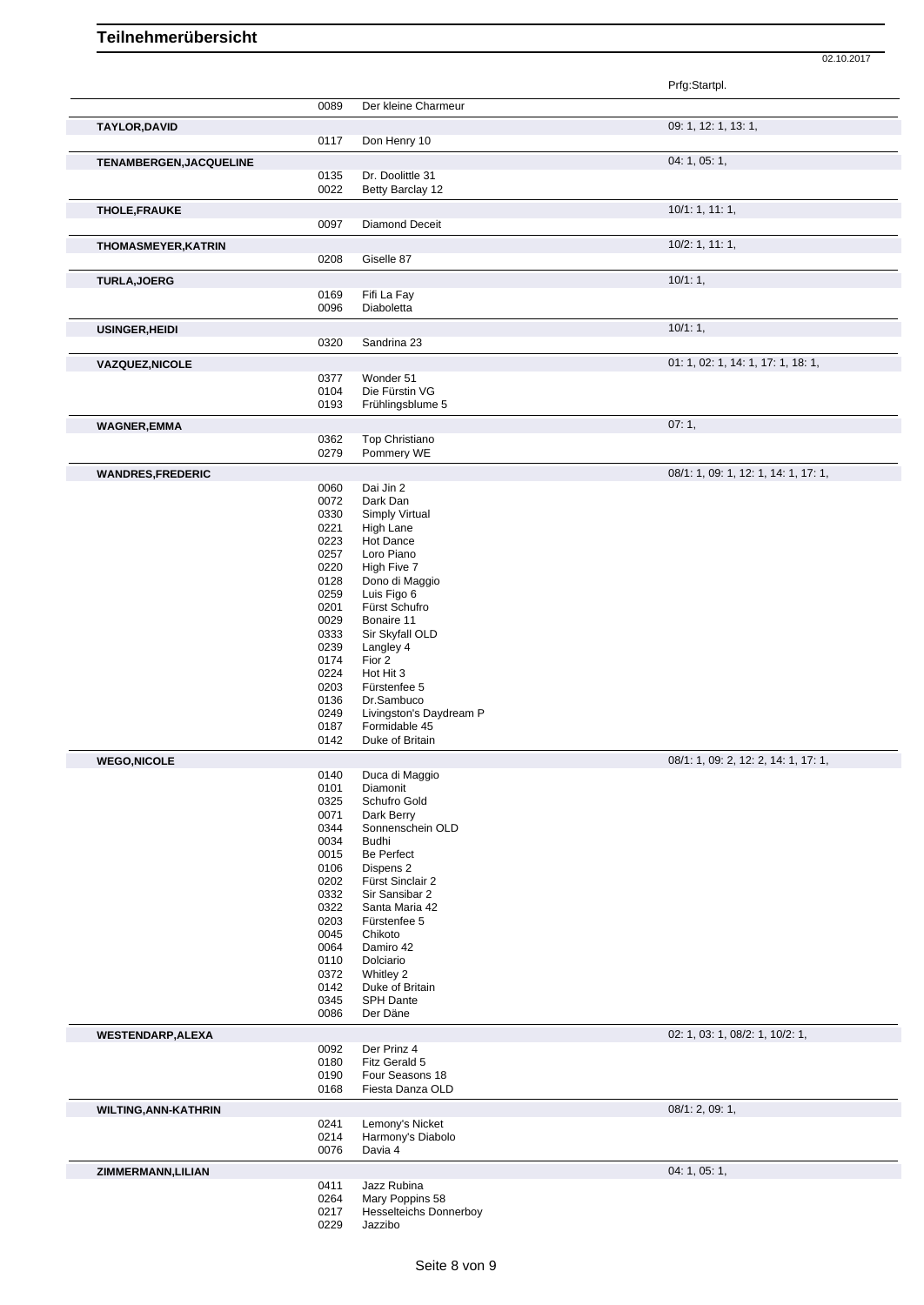# Teilnehmerübersicht

02.10.2017

| | | | Prfg:Startpl. |
|---|---|---|---|
| | 0089 | Der kleine Charmeur | |
| **TAYLOR,DAVID** | | | 09: 1, 12: 1, 13: 1, |
| | 0117 | Don Henry 10 | |
| **TENAMBERGEN,JACQUELINE** | | | 04: 1, 05: 1, |
| | 0135 | Dr. Doolittle 31 | |
| | 0022 | Betty Barclay 12 | |
| **THOLE,FRAUKE** | | | 10/1: 1, 11: 1, |
| | 0097 | Diamond Deceit | |
| **THOMASMEYER,KATRIN** | | | 10/2: 1, 11: 1, |
| | 0208 | Giselle 87 | |
| **TURLA,JOERG** | | | 10/1: 1, |
| | 0169 | Fifi La Fay | |
| | 0096 | Diaboletta | |
| **USINGER,HEIDI** | | | 10/1: 1, |
| | 0320 | Sandrina 23 | |
| **VAZQUEZ,NICOLE** | | | 01: 1, 02: 1, 14: 1, 17: 1, 18: 1, |
| | 0377 | Wonder 51 | |
| | 0104 | Die Fürstin VG | |
| | 0193 | Frühlingsblume 5 | |
| **WAGNER,EMMA** | | | 07: 1, |
| | 0362 | Top Christiano | |
| | 0279 | Pommery WE | |
| **WANDRES,FREDERIC** | | | 08/1: 1, 09: 1, 12: 1, 14: 1, 17: 1, |
| | 0060 | Dai Jin 2 | |
| | 0072 | Dark Dan | |
| | 0330 | Simply Virtual | |
| | 0221 | High Lane | |
| | 0223 | Hot Dance | |
| | 0257 | Loro Piano | |
| | 0220 | High Five 7 | |
| | 0128 | Dono di Maggio | |
| | 0259 | Luis Figo 6 | |
| | 0201 | Fürst Schufro | |
| | 0029 | Bonaire 11 | |
| | 0333 | Sir Skyfall OLD | |
| | 0239 | Langley 4 | |
| | 0174 | Fior 2 | |
| | 0224 | Hot Hit 3 | |
| | 0203 | Fürstenfee 5 | |
| | 0136 | Dr.Sambuco | |
| | 0249 | Livingston's Daydream P | |
| | 0187 | Formidable 45 | |
| | 0142 | Duke of Britain | |
| **WEGO,NICOLE** | | | 08/1: 1, 09: 2, 12: 2, 14: 1, 17: 1, |
| | 0140 | Duca di Maggio | |
| | 0101 | Diamonit | |
| | 0325 | Schufro Gold | |
| | 0071 | Dark Berry | |
| | 0344 | Sonnenschein OLD | |
| | 0034 | Budhi | |
| | 0015 | Be Perfect | |
| | 0106 | Dispens 2 | |
| | 0202 | Fürst Sinclair 2 | |
| | 0332 | Sir Sansibar 2 | |
| | 0322 | Santa Maria 42 | |
| | 0203 | Fürstenfee 5 | |
| | 0045 | Chikoto | |
| | 0064 | Damiro 42 | |
| | 0110 | Dolciario | |
| | 0372 | Whitley 2 | |
| | 0142 | Duke of Britain | |
| | 0345 | SPH Dante | |
| | 0086 | Der Däne | |
| **WESTENDARP,ALEXA** | | | 02: 1, 03: 1, 08/2: 1, 10/2: 1, |
| | 0092 | Der Prinz 4 | |
| | 0180 | Fitz Gerald 5 | |
| | 0190 | Four Seasons 18 | |
| | 0168 | Fiesta Danza OLD | |
| **WILTING,ANN-KATHRIN** | | | 08/1: 2, 09: 1, |
| | 0241 | Lemony's Nicket | |
| | 0214 | Harmony's Diabolo | |
| | 0076 | Davia 4 | |
| **ZIMMERMANN,LILIAN** | | | 04: 1, 05: 1, |
| | 0411 | Jazz Rubina | |
| | 0264 | Mary Poppins 58 | |
| | 0217 | Hesselteichs Donnerboy | |
| | 0229 | Jazzibo | |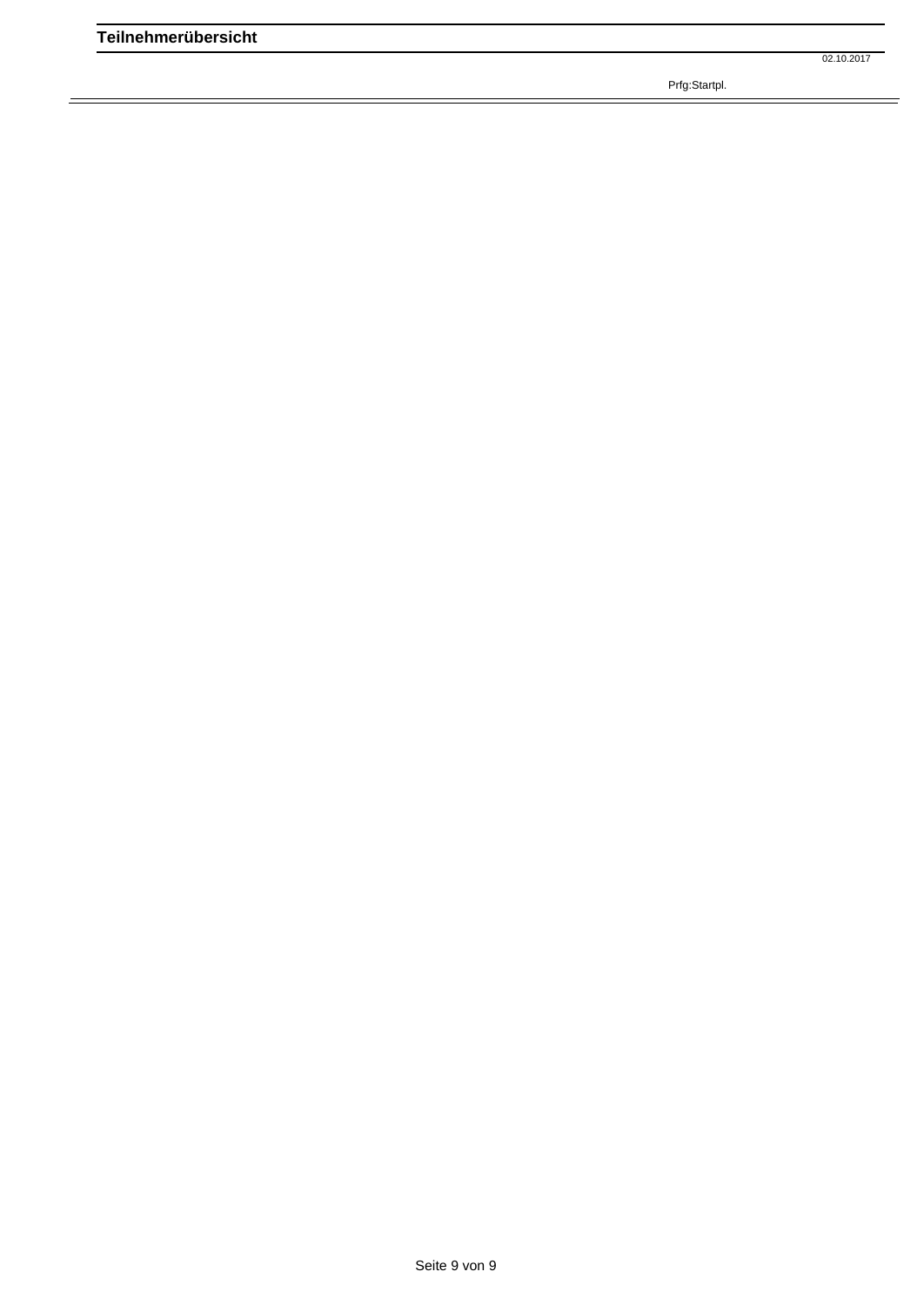# Teilnehmerübersicht

02.10.2017

Prfg:Startpl.